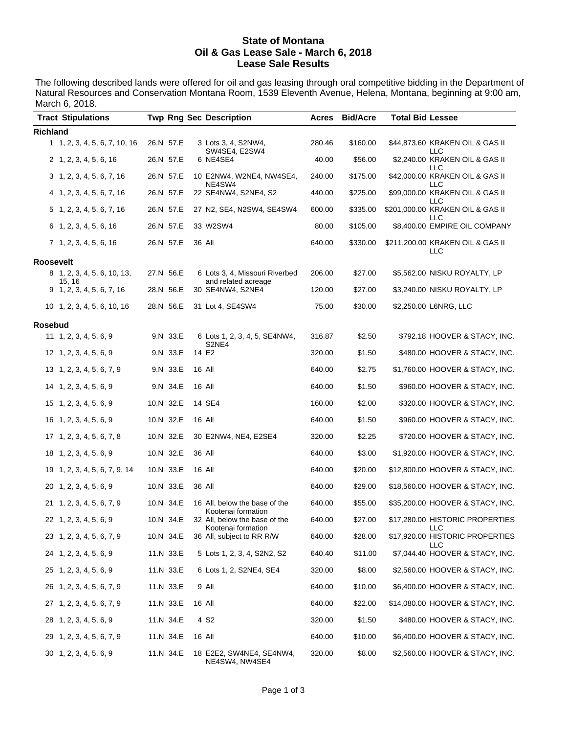# State of Montana
## Oil & Gas Lease Sale - March 6, 2018
## Lease Sale Results

The following described lands were offered for oil and gas leasing through oral competitive bidding in the Department of Natural Resources and Conservation Montana Room, 1539 Eleventh Avenue, Helena, Montana, beginning at 9:00 am, March 6, 2018.

| Tract | Stipulations | Twp | Rng | Sec | Description | Acres | Bid/Acre | Total Bid | Lessee |
|---|---|---|---|---|---|---|---|---|---|
| **Richland** | | | | | | | | | |
| 1 | 1, 2, 3, 4, 5, 6, 7, 10, 16 | 26.N | 57.E | 3 | Lots 3, 4, S2NW4, SW4SE4, E2SW4 | 280.46 | $160.00 | $44,873.60 | KRAKEN OIL & GAS II LLC |
| 2 | 1, 2, 3, 4, 5, 6, 16 | 26.N | 57.E | 6 | NE4SE4 | 40.00 | $56.00 | $2,240.00 | KRAKEN OIL & GAS II LLC |
| 3 | 1, 2, 3, 4, 5, 6, 7, 16 | 26.N | 57.E | 10 | E2NW4, W2NE4, NW4SE4, NE4SW4 | 240.00 | $175.00 | $42,000.00 | KRAKEN OIL & GAS II LLC |
| 4 | 1, 2, 3, 4, 5, 6, 7, 16 | 26.N | 57.E | 22 | SE4NW4, S2NE4, S2 | 440.00 | $225.00 | $99,000.00 | KRAKEN OIL & GAS II LLC |
| 5 | 1, 2, 3, 4, 5, 6, 7, 16 | 26.N | 57.E | 27 | N2, SE4, N2SW4, SE4SW4 | 600.00 | $335.00 | $201,000.00 | KRAKEN OIL & GAS II LLC |
| 6 | 1, 2, 3, 4, 5, 6, 16 | 26.N | 57.E | 33 | W2SW4 | 80.00 | $105.00 | $8,400.00 | EMPIRE OIL COMPANY |
| 7 | 1, 2, 3, 4, 5, 6, 16 | 26.N | 57.E | 36 | All | 640.00 | $330.00 | $211,200.00 | KRAKEN OIL & GAS II LLC |
| **Roosevelt** | | | | | | | | | |
| 8 | 1, 2, 3, 4, 5, 6, 10, 13, 15, 16 | 27.N | 56.E | 6 | Lots 3, 4, Missouri Riverbed and related acreage | 206.00 | $27.00 | $5,562.00 | NISKU ROYALTY, LP |
| 9 | 1, 2, 3, 4, 5, 6, 7, 16 | 28.N | 56.E | 30 | SE4NW4, S2NE4 | 120.00 | $27.00 | $3,240.00 | NISKU ROYALTY, LP |
| 10 | 1, 2, 3, 4, 5, 6, 10, 16 | 28.N | 56.E | 31 | Lot 4, SE4SW4 | 75.00 | $30.00 | $2,250.00 | L6NRG, LLC |
| **Rosebud** | | | | | | | | | |
| 11 | 1, 2, 3, 4, 5, 6, 9 | 9.N | 33.E | 6 | Lots 1, 2, 3, 4, 5, SE4NW4, S2NE4 | 316.87 | $2.50 | $792.18 | HOOVER & STACY, INC. |
| 12 | 1, 2, 3, 4, 5, 6, 9 | 9.N | 33.E | 14 | E2 | 320.00 | $1.50 | $480.00 | HOOVER & STACY, INC. |
| 13 | 1, 2, 3, 4, 5, 6, 7, 9 | 9.N | 33.E | 16 | All | 640.00 | $2.75 | $1,760.00 | HOOVER & STACY, INC. |
| 14 | 1, 2, 3, 4, 5, 6, 9 | 9.N | 34.E | 16 | All | 640.00 | $1.50 | $960.00 | HOOVER & STACY, INC. |
| 15 | 1, 2, 3, 4, 5, 6, 9 | 10.N | 32.E | 14 | SE4 | 160.00 | $2.00 | $320.00 | HOOVER & STACY, INC. |
| 16 | 1, 2, 3, 4, 5, 6, 9 | 10.N | 32.E | 16 | All | 640.00 | $1.50 | $960.00 | HOOVER & STACY, INC. |
| 17 | 1, 2, 3, 4, 5, 6, 7, 8 | 10.N | 32.E | 30 | E2NW4, NE4, E2SE4 | 320.00 | $2.25 | $720.00 | HOOVER & STACY, INC. |
| 18 | 1, 2, 3, 4, 5, 6, 9 | 10.N | 32.E | 36 | All | 640.00 | $3.00 | $1,920.00 | HOOVER & STACY, INC. |
| 19 | 1, 2, 3, 4, 5, 6, 7, 9, 14 | 10.N | 33.E | 16 | All | 640.00 | $20.00 | $12,800.00 | HOOVER & STACY, INC. |
| 20 | 1, 2, 3, 4, 5, 6, 9 | 10.N | 33.E | 36 | All | 640.00 | $29.00 | $18,560.00 | HOOVER & STACY, INC. |
| 21 | 1, 2, 3, 4, 5, 6, 7, 9 | 10.N | 34.E | 16 | All, below the base of the Kootenai formation | 640.00 | $55.00 | $35,200.00 | HOOVER & STACY, INC. |
| 22 | 1, 2, 3, 4, 5, 6, 9 | 10.N | 34.E | 32 | All, below the base of the Kootenai formation | 640.00 | $27.00 | $17,280.00 | HISTORIC PROPERTIES LLC |
| 23 | 1, 2, 3, 4, 5, 6, 7, 9 | 10.N | 34.E | 36 | All, subject to RR R/W | 640.00 | $28.00 | $17,920.00 | HISTORIC PROPERTIES LLC |
| 24 | 1, 2, 3, 4, 5, 6, 9 | 11.N | 33.E | 5 | Lots 1, 2, 3, 4, S2N2, S2 | 640.40 | $11.00 | $7,044.40 | HOOVER & STACY, INC. |
| 25 | 1, 2, 3, 4, 5, 6, 9 | 11.N | 33.E | 6 | Lots 1, 2, S2NE4, SE4 | 320.00 | $8.00 | $2,560.00 | HOOVER & STACY, INC. |
| 26 | 1, 2, 3, 4, 5, 6, 7, 9 | 11.N | 33.E | 9 | All | 640.00 | $10.00 | $6,400.00 | HOOVER & STACY, INC. |
| 27 | 1, 2, 3, 4, 5, 6, 7, 9 | 11.N | 33.E | 16 | All | 640.00 | $22.00 | $14,080.00 | HOOVER & STACY, INC. |
| 28 | 1, 2, 3, 4, 5, 6, 9 | 11.N | 34.E | 4 | S2 | 320.00 | $1.50 | $480.00 | HOOVER & STACY, INC. |
| 29 | 1, 2, 3, 4, 5, 6, 7, 9 | 11.N | 34.E | 16 | All | 640.00 | $10.00 | $6,400.00 | HOOVER & STACY, INC. |
| 30 | 1, 2, 3, 4, 5, 6, 9 | 11.N | 34.E | 18 | E2E2, SW4NE4, SE4NW4, NE4SW4, NW4SE4 | 320.00 | $8.00 | $2,560.00 | HOOVER & STACY, INC. |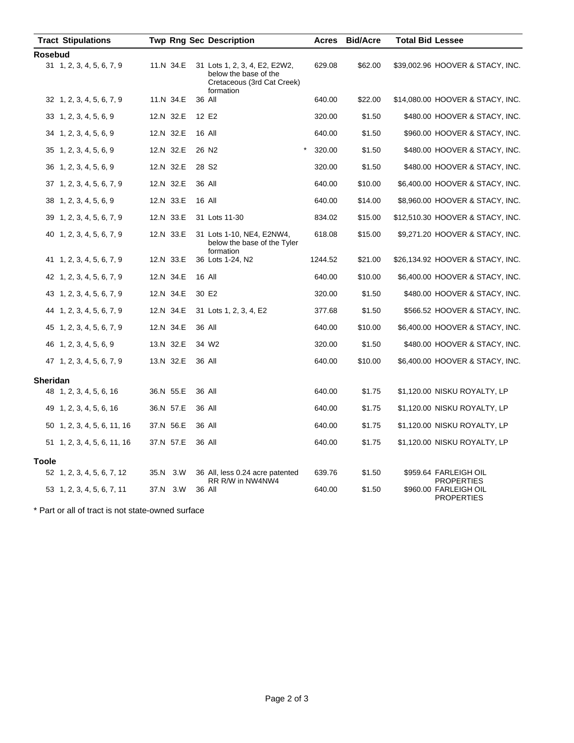| Tract | Stipulations | Twp | Rng | Sec | Description | | Acres | Bid/Acre | Total Bid | Lessee |
|---|---|---|---|---|---|---|---|---|---|---|
| **Rosebud** | | | | | | | | | | |
| 31 | 1, 2, 3, 4, 5, 6, 7, 9 | 11.N | 34.E | 31 | Lots 1, 2, 3, 4, E2, E2W2, below the base of the Cretaceous (3rd Cat Creek) formation | | 629.08 | $62.00 | $39,002.96 | HOOVER & STACY, INC. |
| 32 | 1, 2, 3, 4, 5, 6, 7, 9 | 11.N | 34.E | 36 | All | | 640.00 | $22.00 | $14,080.00 | HOOVER & STACY, INC. |
| 33 | 1, 2, 3, 4, 5, 6, 9 | 12.N | 32.E | 12 | E2 | | 320.00 | $1.50 | $480.00 | HOOVER & STACY, INC. |
| 34 | 1, 2, 3, 4, 5, 6, 9 | 12.N | 32.E | 16 | All | | 640.00 | $1.50 | $960.00 | HOOVER & STACY, INC. |
| 35 | 1, 2, 3, 4, 5, 6, 9 | 12.N | 32.E | 26 | N2 | * | 320.00 | $1.50 | $480.00 | HOOVER & STACY, INC. |
| 36 | 1, 2, 3, 4, 5, 6, 9 | 12.N | 32.E | 28 | S2 | | 320.00 | $1.50 | $480.00 | HOOVER & STACY, INC. |
| 37 | 1, 2, 3, 4, 5, 6, 7, 9 | 12.N | 32.E | 36 | All | | 640.00 | $10.00 | $6,400.00 | HOOVER & STACY, INC. |
| 38 | 1, 2, 3, 4, 5, 6, 9 | 12.N | 33.E | 16 | All | | 640.00 | $14.00 | $8,960.00 | HOOVER & STACY, INC. |
| 39 | 1, 2, 3, 4, 5, 6, 7, 9 | 12.N | 33.E | 31 | Lots 11-30 | | 834.02 | $15.00 | $12,510.30 | HOOVER & STACY, INC. |
| 40 | 1, 2, 3, 4, 5, 6, 7, 9 | 12.N | 33.E | 31 | Lots 1-10, NE4, E2NW4, below the base of the Tyler formation | | 618.08 | $15.00 | $9,271.20 | HOOVER & STACY, INC. |
| 41 | 1, 2, 3, 4, 5, 6, 7, 9 | 12.N | 33.E | 36 | Lots 1-24, N2 | | 1244.52 | $21.00 | $26,134.92 | HOOVER & STACY, INC. |
| 42 | 1, 2, 3, 4, 5, 6, 7, 9 | 12.N | 34.E | 16 | All | | 640.00 | $10.00 | $6,400.00 | HOOVER & STACY, INC. |
| 43 | 1, 2, 3, 4, 5, 6, 7, 9 | 12.N | 34.E | 30 | E2 | | 320.00 | $1.50 | $480.00 | HOOVER & STACY, INC. |
| 44 | 1, 2, 3, 4, 5, 6, 7, 9 | 12.N | 34.E | 31 | Lots 1, 2, 3, 4, E2 | | 377.68 | $1.50 | $566.52 | HOOVER & STACY, INC. |
| 45 | 1, 2, 3, 4, 5, 6, 7, 9 | 12.N | 34.E | 36 | All | | 640.00 | $10.00 | $6,400.00 | HOOVER & STACY, INC. |
| 46 | 1, 2, 3, 4, 5, 6, 9 | 13.N | 32.E | 34 | W2 | | 320.00 | $1.50 | $480.00 | HOOVER & STACY, INC. |
| 47 | 1, 2, 3, 4, 5, 6, 7, 9 | 13.N | 32.E | 36 | All | | 640.00 | $10.00 | $6,400.00 | HOOVER & STACY, INC. |
| **Sheridan** | | | | | | | | | | |
| 48 | 1, 2, 3, 4, 5, 6, 16 | 36.N | 55.E | 36 | All | | 640.00 | $1.75 | $1,120.00 | NISKU ROYALTY, LP |
| 49 | 1, 2, 3, 4, 5, 6, 16 | 36.N | 57.E | 36 | All | | 640.00 | $1.75 | $1,120.00 | NISKU ROYALTY, LP |
| 50 | 1, 2, 3, 4, 5, 6, 11, 16 | 37.N | 56.E | 36 | All | | 640.00 | $1.75 | $1,120.00 | NISKU ROYALTY, LP |
| 51 | 1, 2, 3, 4, 5, 6, 11, 16 | 37.N | 57.E | 36 | All | | 640.00 | $1.75 | $1,120.00 | NISKU ROYALTY, LP |
| **Toole** | | | | | | | | | | |
| 52 | 1, 2, 3, 4, 5, 6, 7, 12 | 35.N | 3.W | 36 | All, less 0.24 acre patented RR R/W in NW4NW4 | | 639.76 | $1.50 | $959.64 | FARLEIGH OIL PROPERTIES |
| 53 | 1, 2, 3, 4, 5, 6, 7, 11 | 37.N | 3.W | 36 | All | | 640.00 | $1.50 | $960.00 | FARLEIGH OIL PROPERTIES |

* Part or all of tract is not state-owned surface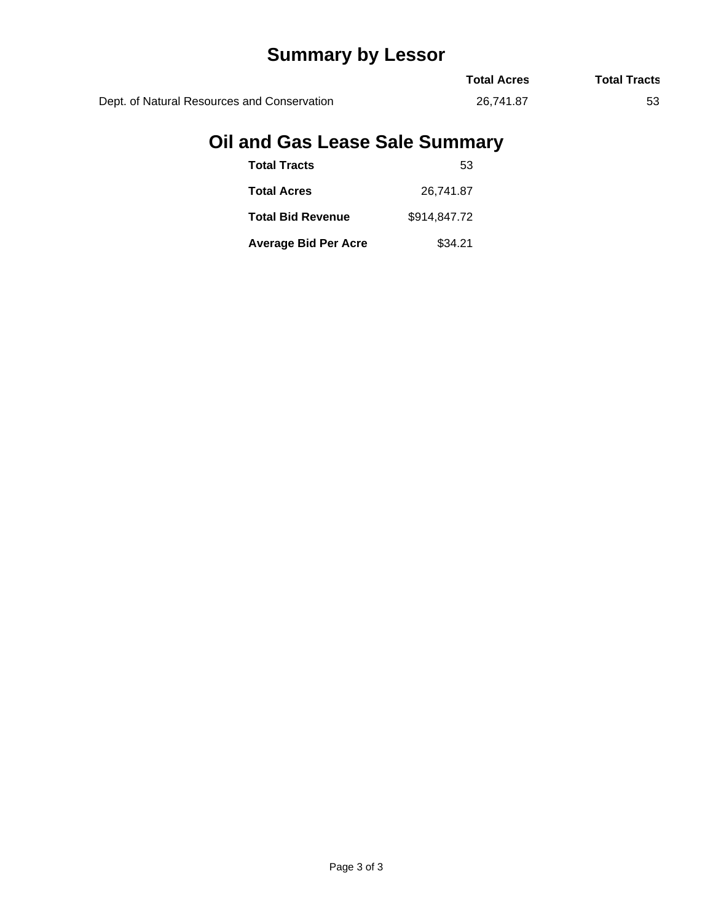# Summary by Lessor

| | Total Acres | Total Tracts |
| --- | --- | --- |
| Dept. of Natural Resources and Conservation | 26,741.87 | 53 |

# Oil and Gas Lease Sale Summary

| | |
| --- | --- |
| **Total Tracts** | 53 |
| **Total Acres** | 26,741.87 |
| **Total Bid Revenue** | $914,847.72 |
| **Average Bid Per Acre** | $34.21 |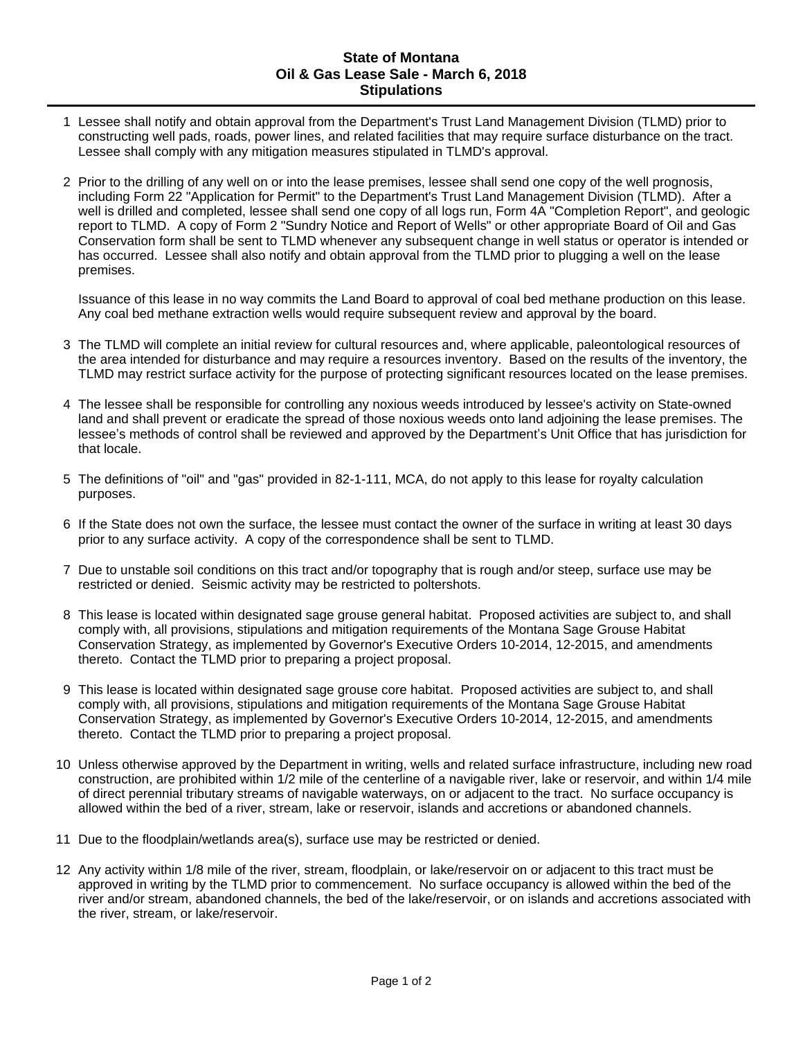# State of Montana
## Oil & Gas Lease Sale - March 6, 2018
## Stipulations

1. Lessee shall notify and obtain approval from the Department's Trust Land Management Division (TLMD) prior to constructing well pads, roads, power lines, and related facilities that may require surface disturbance on the tract. Lessee shall comply with any mitigation measures stipulated in TLMD's approval.

2. Prior to the drilling of any well on or into the lease premises, lessee shall send one copy of the well prognosis, including Form 22 "Application for Permit" to the Department's Trust Land Management Division (TLMD). After a well is drilled and completed, lessee shall send one copy of all logs run, Form 4A "Completion Report", and geologic report to TLMD. A copy of Form 2 "Sundry Notice and Report of Wells" or other appropriate Board of Oil and Gas Conservation form shall be sent to TLMD whenever any subsequent change in well status or operator is intended or has occurred. Lessee shall also notify and obtain approval from the TLMD prior to plugging a well on the lease premises.

   Issuance of this lease in no way commits the Land Board to approval of coal bed methane production on this lease. Any coal bed methane extraction wells would require subsequent review and approval by the board.

3. The TLMD will complete an initial review for cultural resources and, where applicable, paleontological resources of the area intended for disturbance and may require a resources inventory. Based on the results of the inventory, the TLMD may restrict surface activity for the purpose of protecting significant resources located on the lease premises.

4. The lessee shall be responsible for controlling any noxious weeds introduced by lessee's activity on State-owned land and shall prevent or eradicate the spread of those noxious weeds onto land adjoining the lease premises. The lessee's methods of control shall be reviewed and approved by the Department's Unit Office that has jurisdiction for that locale.

5. The definitions of "oil" and "gas" provided in 82-1-111, MCA, do not apply to this lease for royalty calculation purposes.

6. If the State does not own the surface, the lessee must contact the owner of the surface in writing at least 30 days prior to any surface activity. A copy of the correspondence shall be sent to TLMD.

7. Due to unstable soil conditions on this tract and/or topography that is rough and/or steep, surface use may be restricted or denied. Seismic activity may be restricted to poltershots.

8. This lease is located within designated sage grouse general habitat. Proposed activities are subject to, and shall comply with, all provisions, stipulations and mitigation requirements of the Montana Sage Grouse Habitat Conservation Strategy, as implemented by Governor's Executive Orders 10-2014, 12-2015, and amendments thereto. Contact the TLMD prior to preparing a project proposal.

9. This lease is located within designated sage grouse core habitat. Proposed activities are subject to, and shall comply with, all provisions, stipulations and mitigation requirements of the Montana Sage Grouse Habitat Conservation Strategy, as implemented by Governor's Executive Orders 10-2014, 12-2015, and amendments thereto. Contact the TLMD prior to preparing a project proposal.

10. Unless otherwise approved by the Department in writing, wells and related surface infrastructure, including new road construction, are prohibited within 1/2 mile of the centerline of a navigable river, lake or reservoir, and within 1/4 mile of direct perennial tributary streams of navigable waterways, on or adjacent to the tract. No surface occupancy is allowed within the bed of a river, stream, lake or reservoir, islands and accretions or abandoned channels.

11. Due to the floodplain/wetlands area(s), surface use may be restricted or denied.

12. Any activity within 1/8 mile of the river, stream, floodplain, or lake/reservoir on or adjacent to this tract must be approved in writing by the TLMD prior to commencement. No surface occupancy is allowed within the bed of the river and/or stream, abandoned channels, the bed of the lake/reservoir, or on islands and accretions associated with the river, stream, or lake/reservoir.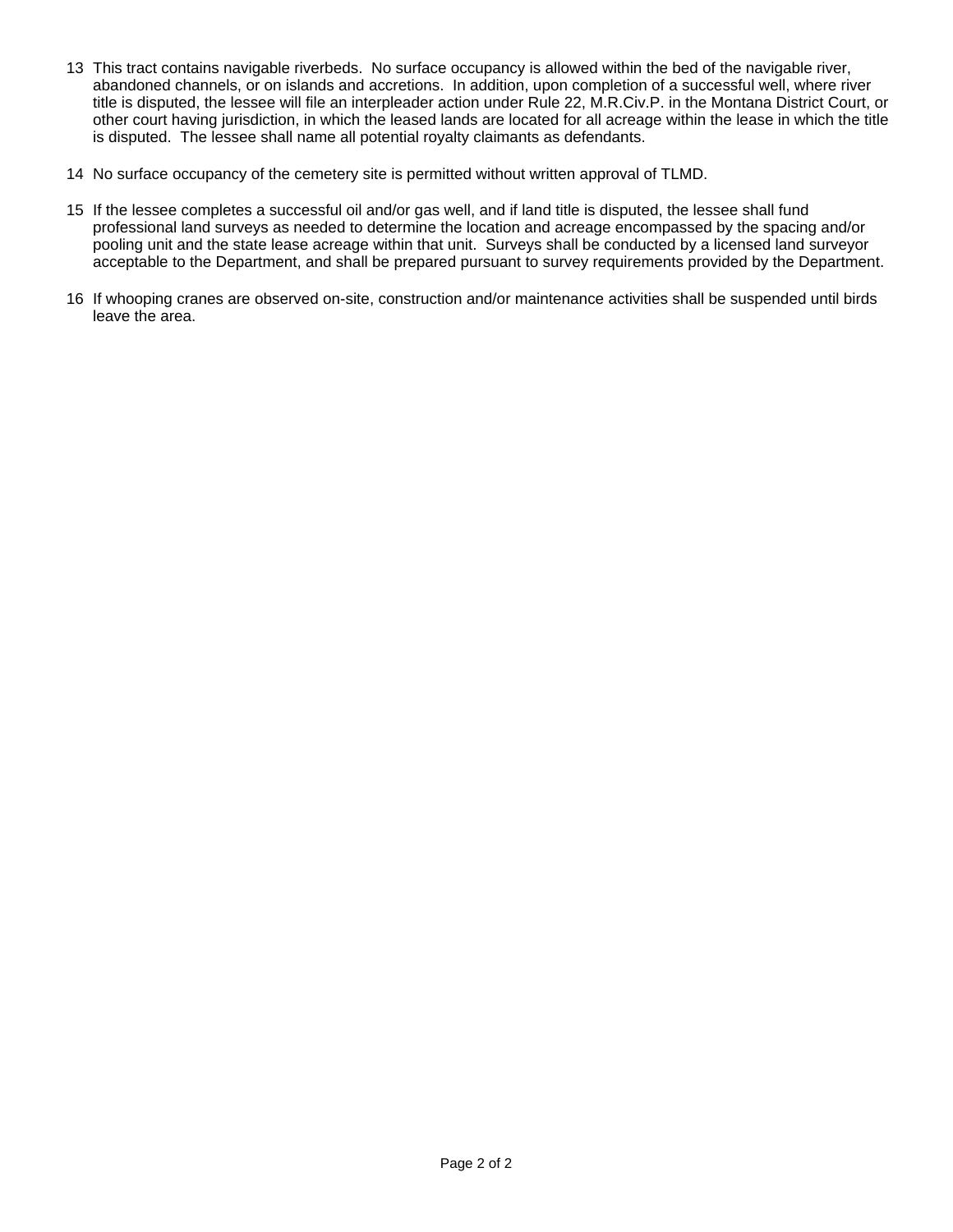13 This tract contains navigable riverbeds. No surface occupancy is allowed within the bed of the navigable river, abandoned channels, or on islands and accretions. In addition, upon completion of a successful well, where river title is disputed, the lessee will file an interpleader action under Rule 22, M.R.Civ.P. in the Montana District Court, or other court having jurisdiction, in which the leased lands are located for all acreage within the lease in which the title is disputed. The lessee shall name all potential royalty claimants as defendants.

14 No surface occupancy of the cemetery site is permitted without written approval of TLMD.

15 If the lessee completes a successful oil and/or gas well, and if land title is disputed, the lessee shall fund professional land surveys as needed to determine the location and acreage encompassed by the spacing and/or pooling unit and the state lease acreage within that unit. Surveys shall be conducted by a licensed land surveyor acceptable to the Department, and shall be prepared pursuant to survey requirements provided by the Department.

16 If whooping cranes are observed on-site, construction and/or maintenance activities shall be suspended until birds leave the area.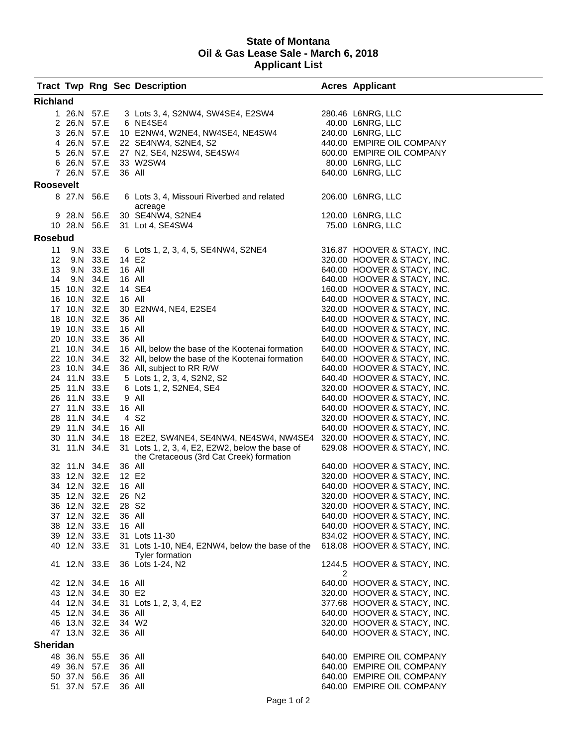# State of Montana
## Oil & Gas Lease Sale - March 6, 2018
## Applicant List

| Tract | Twp | Rng | Sec | Description | Acres | Applicant |
|---|---|---|---|---|---|---|
| **Richland** | | | | | | |
| 1 | 26.N | 57.E | 3 | Lots 3, 4, S2NW4, SW4SE4, E2SW4 | 280.46 | L6NRG, LLC |
| 2 | 26.N | 57.E | 6 | NE4SE4 | 40.00 | L6NRG, LLC |
| 3 | 26.N | 57.E | 10 | E2NW4, W2NE4, NW4SE4, NE4SW4 | 240.00 | L6NRG, LLC |
| 4 | 26.N | 57.E | 22 | SE4NW4, S2NE4, S2 | 440.00 | EMPIRE OIL COMPANY |
| 5 | 26.N | 57.E | 27 | N2, SE4, N2SW4, SE4SW4 | 600.00 | EMPIRE OIL COMPANY |
| 6 | 26.N | 57.E | 33 | W2SW4 | 80.00 | L6NRG, LLC |
| 7 | 26.N | 57.E | 36 | All | 640.00 | L6NRG, LLC |
| **Roosevelt** | | | | | | |
| 8 | 27.N | 56.E | 6 | Lots 3, 4, Missouri Riverbed and related acreage | 206.00 | L6NRG, LLC |
| 9 | 28.N | 56.E | 30 | SE4NW4, S2NE4 | 120.00 | L6NRG, LLC |
| 10 | 28.N | 56.E | 31 | Lot 4, SE4SW4 | 75.00 | L6NRG, LLC |
| **Rosebud** | | | | | | |
| 11 | 9.N | 33.E | 6 | Lots 1, 2, 3, 4, 5, SE4NW4, S2NE4 | 316.87 | HOOVER & STACY, INC. |
| 12 | 9.N | 33.E | 14 | E2 | 320.00 | HOOVER & STACY, INC. |
| 13 | 9.N | 33.E | 16 | All | 640.00 | HOOVER & STACY, INC. |
| 14 | 9.N | 34.E | 16 | All | 640.00 | HOOVER & STACY, INC. |
| 15 | 10.N | 32.E | 14 | SE4 | 160.00 | HOOVER & STACY, INC. |
| 16 | 10.N | 32.E | 16 | All | 640.00 | HOOVER & STACY, INC. |
| 17 | 10.N | 32.E | 30 | E2NW4, NE4, E2SE4 | 320.00 | HOOVER & STACY, INC. |
| 18 | 10.N | 32.E | 36 | All | 640.00 | HOOVER & STACY, INC. |
| 19 | 10.N | 33.E | 16 | All | 640.00 | HOOVER & STACY, INC. |
| 20 | 10.N | 33.E | 36 | All | 640.00 | HOOVER & STACY, INC. |
| 21 | 10.N | 34.E | 16 | All, below the base of the Kootenai formation | 640.00 | HOOVER & STACY, INC. |
| 22 | 10.N | 34.E | 32 | All, below the base of the Kootenai formation | 640.00 | HOOVER & STACY, INC. |
| 23 | 10.N | 34.E | 36 | All, subject to RR R/W | 640.00 | HOOVER & STACY, INC. |
| 24 | 11.N | 33.E | 5 | Lots 1, 2, 3, 4, S2N2, S2 | 640.40 | HOOVER & STACY, INC. |
| 25 | 11.N | 33.E | 6 | Lots 1, 2, S2NE4, SE4 | 320.00 | HOOVER & STACY, INC. |
| 26 | 11.N | 33.E | 9 | All | 640.00 | HOOVER & STACY, INC. |
| 27 | 11.N | 33.E | 16 | All | 640.00 | HOOVER & STACY, INC. |
| 28 | 11.N | 34.E | 4 | S2 | 320.00 | HOOVER & STACY, INC. |
| 29 | 11.N | 34.E | 16 | All | 640.00 | HOOVER & STACY, INC. |
| 30 | 11.N | 34.E | 18 | E2E2, SW4NE4, SE4NW4, NE4SW4, NW4SE4 | 320.00 | HOOVER & STACY, INC. |
| 31 | 11.N | 34.E | 31 | Lots 1, 2, 3, 4, E2, E2W2, below the base of the Cretaceous (3rd Cat Creek) formation | 629.08 | HOOVER & STACY, INC. |
| 32 | 11.N | 34.E | 36 | All | 640.00 | HOOVER & STACY, INC. |
| 33 | 12.N | 32.E | 12 | E2 | 320.00 | HOOVER & STACY, INC. |
| 34 | 12.N | 32.E | 16 | All | 640.00 | HOOVER & STACY, INC. |
| 35 | 12.N | 32.E | 26 | N2 | 320.00 | HOOVER & STACY, INC. |
| 36 | 12.N | 32.E | 28 | S2 | 320.00 | HOOVER & STACY, INC. |
| 37 | 12.N | 32.E | 36 | All | 640.00 | HOOVER & STACY, INC. |
| 38 | 12.N | 33.E | 16 | All | 640.00 | HOOVER & STACY, INC. |
| 39 | 12.N | 33.E | 31 | Lots 11-30 | 834.02 | HOOVER & STACY, INC. |
| 40 | 12.N | 33.E | 31 | Lots 1-10, NE4, E2NW4, below the base of the Tyler formation | 618.08 | HOOVER & STACY, INC. |
| 41 | 12.N | 33.E | 36 | Lots 1-24, N2 | 1244.52 | HOOVER & STACY, INC. |
| 42 | 12.N | 34.E | 16 | All | 640.00 | HOOVER & STACY, INC. |
| 43 | 12.N | 34.E | 30 | E2 | 320.00 | HOOVER & STACY, INC. |
| 44 | 12.N | 34.E | 31 | Lots 1, 2, 3, 4, E2 | 377.68 | HOOVER & STACY, INC. |
| 45 | 12.N | 34.E | 36 | All | 640.00 | HOOVER & STACY, INC. |
| 46 | 13.N | 32.E | 34 | W2 | 320.00 | HOOVER & STACY, INC. |
| 47 | 13.N | 32.E | 36 | All | 640.00 | HOOVER & STACY, INC. |
| **Sheridan** | | | | | | |
| 48 | 36.N | 55.E | 36 | All | 640.00 | EMPIRE OIL COMPANY |
| 49 | 36.N | 57.E | 36 | All | 640.00 | EMPIRE OIL COMPANY |
| 50 | 37.N | 56.E | 36 | All | 640.00 | EMPIRE OIL COMPANY |
| 51 | 37.N | 57.E | 36 | All | 640.00 | EMPIRE OIL COMPANY |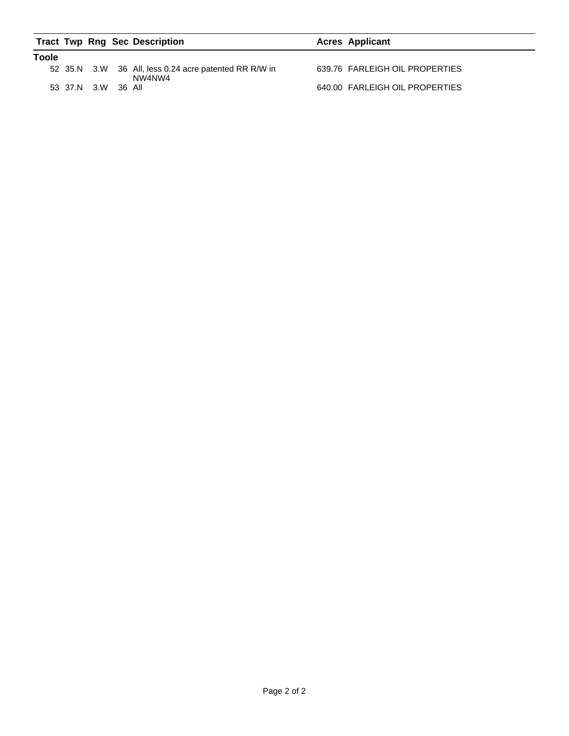| Tract | Twp | Rng | Sec | Description | Acres | Applicant |
|---|---|---|---|---|---|---|
| **Toole** | | | | | | |
| 52 | 35.N | 3.W | 36 | All, less 0.24 acre patented RR R/W in NW4NW4 | 639.76 | FARLEIGH OIL PROPERTIES |
| 53 | 37.N | 3.W | 36 | All | 640.00 | FARLEIGH OIL PROPERTIES |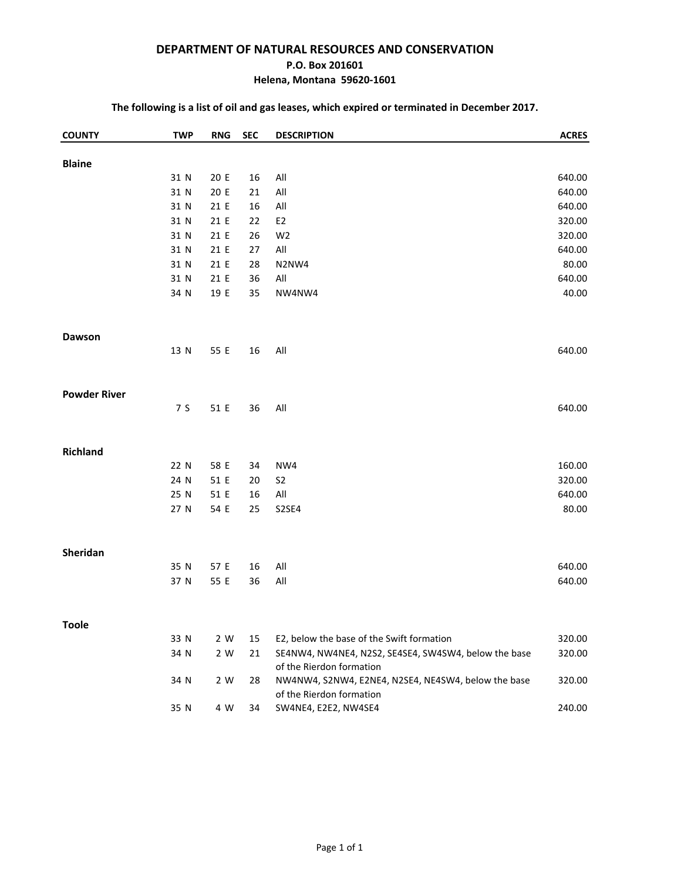# DEPARTMENT OF NATURAL RESOURCES AND CONSERVATION

**P.O. Box 201601**
**Helena, Montana 59620-1601**

**The following is a list of oil and gas leases, which expired or terminated in December 2017.**

| COUNTY | TWP | RNG | SEC | DESCRIPTION | ACRES |
|---|---|---|---|---|---|
| **Blaine** | | | | | |
| | 31 N | 20 E | 16 | All | 640.00 |
| | 31 N | 20 E | 21 | All | 640.00 |
| | 31 N | 21 E | 16 | All | 640.00 |
| | 31 N | 21 E | 22 | E2 | 320.00 |
| | 31 N | 21 E | 26 | W2 | 320.00 |
| | 31 N | 21 E | 27 | All | 640.00 |
| | 31 N | 21 E | 28 | N2NW4 | 80.00 |
| | 31 N | 21 E | 36 | All | 640.00 |
| | 34 N | 19 E | 35 | NW4NW4 | 40.00 |
| **Dawson** | | | | | |
| | 13 N | 55 E | 16 | All | 640.00 |
| **Powder River** | | | | | |
| | 7 S | 51 E | 36 | All | 640.00 |
| **Richland** | | | | | |
| | 22 N | 58 E | 34 | NW4 | 160.00 |
| | 24 N | 51 E | 20 | S2 | 320.00 |
| | 25 N | 51 E | 16 | All | 640.00 |
| | 27 N | 54 E | 25 | S2SE4 | 80.00 |
| **Sheridan** | | | | | |
| | 35 N | 57 E | 16 | All | 640.00 |
| | 37 N | 55 E | 36 | All | 640.00 |
| **Toole** | | | | | |
| | 33 N | 2 W | 15 | E2, below the base of the Swift formation | 320.00 |
| | 34 N | 2 W | 21 | SE4NW4, NW4NE4, N2S2, SE4SE4, SW4SW4, below the base of the Rierdon formation | 320.00 |
| | 34 N | 2 W | 28 | NW4NW4, S2NW4, E2NE4, N2SE4, NE4SW4, below the base of the Rierdon formation | 320.00 |
| | 35 N | 4 W | 34 | SW4NE4, E2E2, NW4SE4 | 240.00 |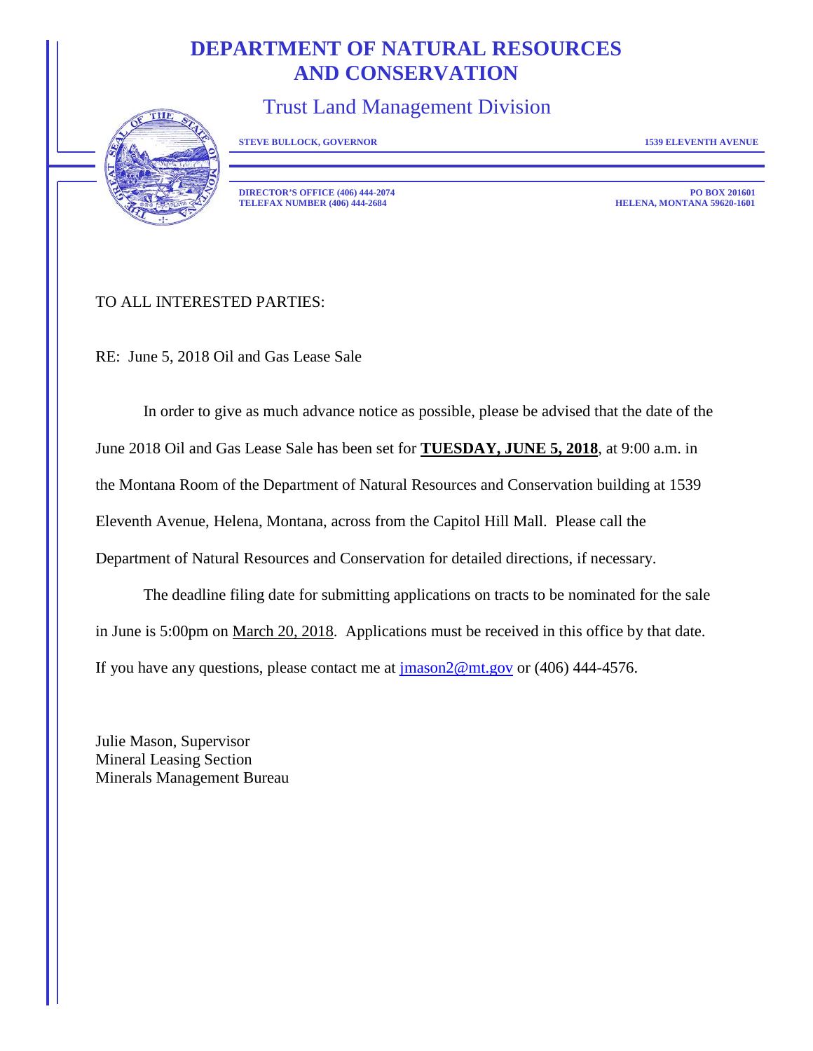# DEPARTMENT OF NATURAL RESOURCES AND CONSERVATION

## Trust Land Management Division

**STEVE BULLOCK, GOVERNOR** **1539 ELEVENTH AVENUE**

**DIRECTOR'S OFFICE (406) 444-2074**
**TELEFAX NUMBER (406) 444-2684**

**PO BOX 201601**
**HELENA, MONTANA 59620-1601**

TO ALL INTERESTED PARTIES:

RE: June 5, 2018 Oil and Gas Lease Sale

In order to give as much advance notice as possible, please be advised that the date of the June 2018 Oil and Gas Lease Sale has been set for **TUESDAY, JUNE 5, 2018**, at 9:00 a.m. in the Montana Room of the Department of Natural Resources and Conservation building at 1539 Eleventh Avenue, Helena, Montana, across from the Capitol Hill Mall. Please call the Department of Natural Resources and Conservation for detailed directions, if necessary.

The deadline filing date for submitting applications on tracts to be nominated for the sale in June is 5:00pm on March 20, 2018. Applications must be received in this office by that date. If you have any questions, please contact me at jmason2@mt.gov or (406) 444-4576.

Julie Mason, Supervisor
Mineral Leasing Section
Minerals Management Bureau